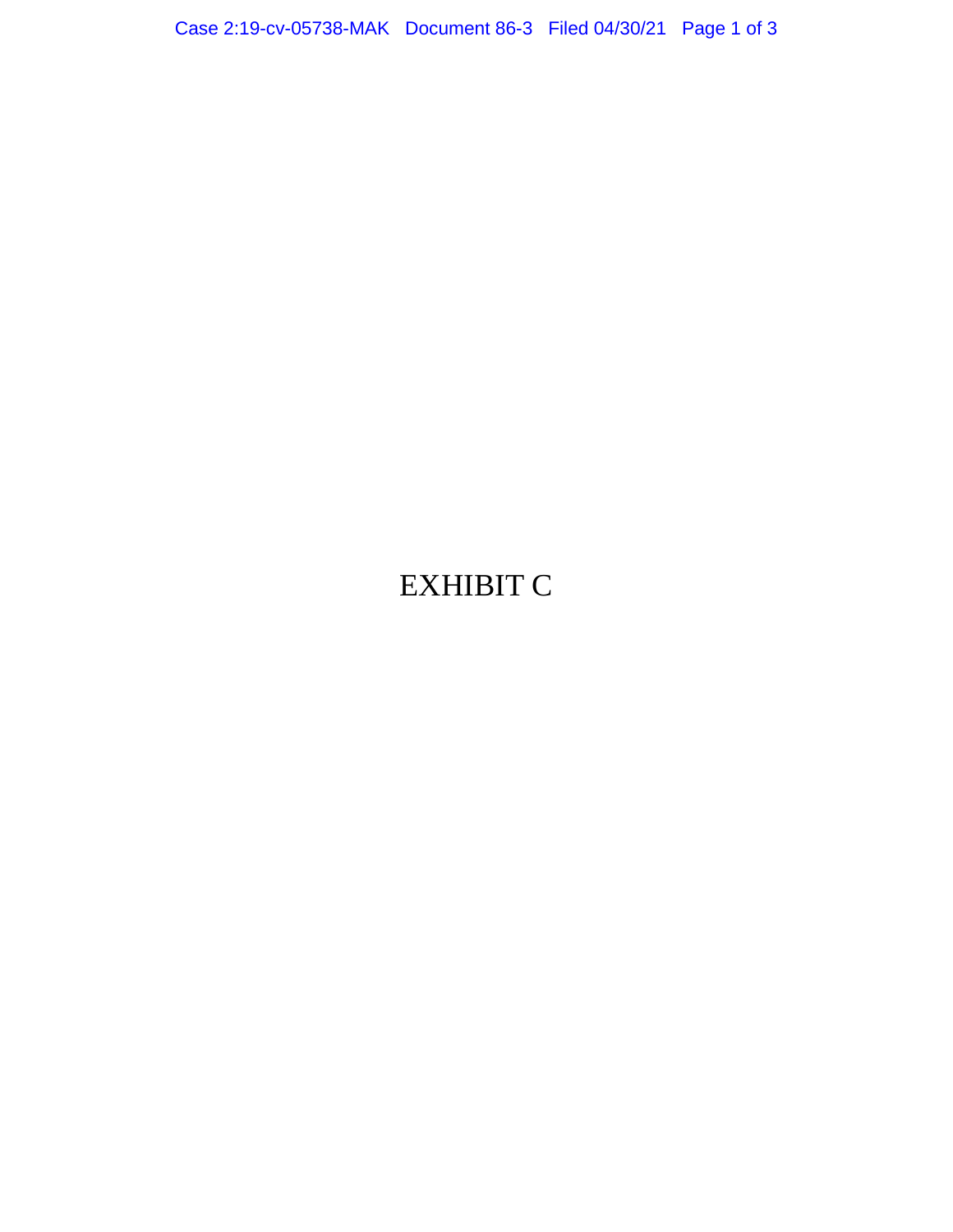EXHIBIT C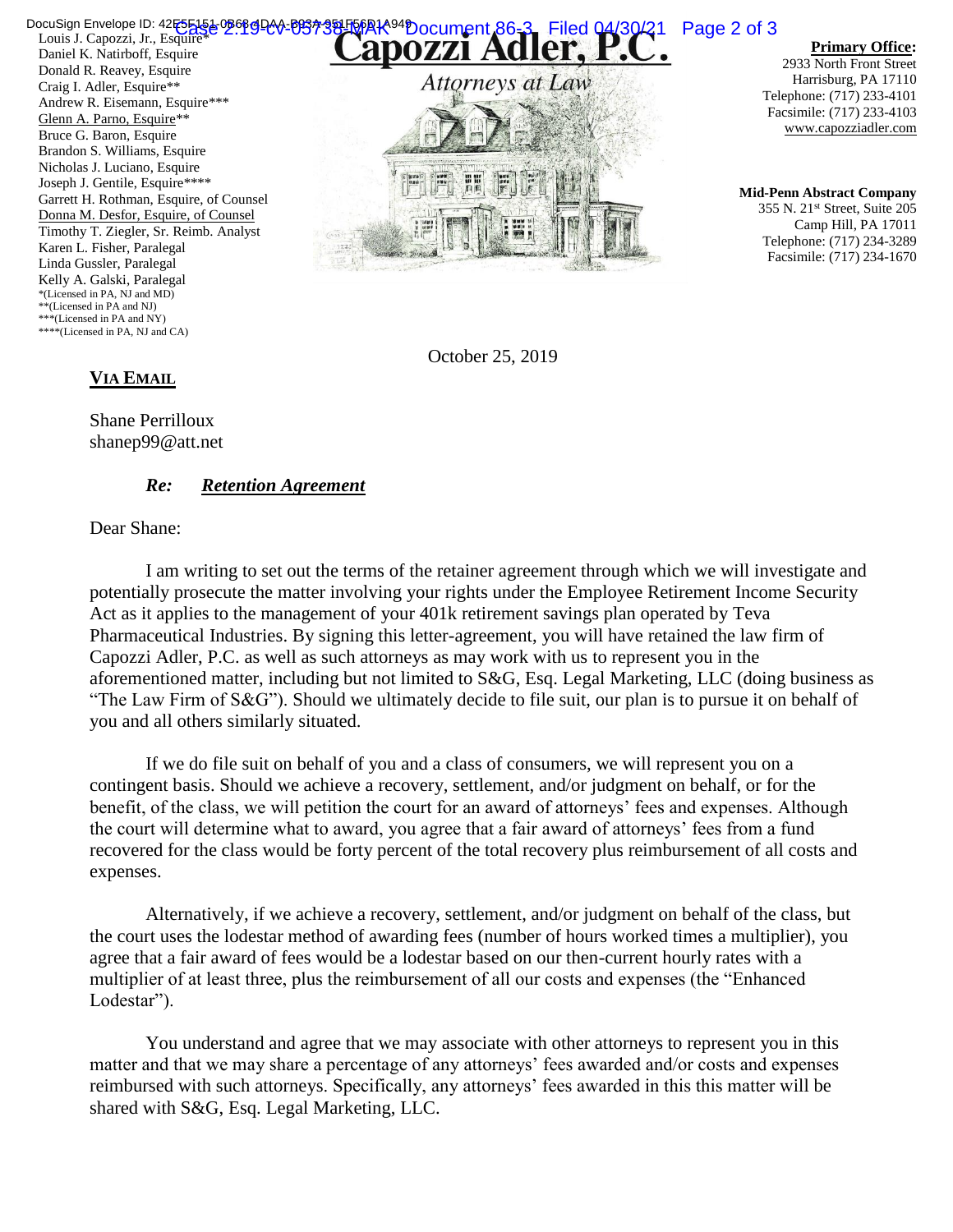Louis J. Capozzi, Jr., Esquire*
Daniel K. Natirboff, Esquire
Donald R. Reavey, Esquire
Craig I. Adler, Esquire**
Andrew R. Eisemann, Esquire***
Glenn A. Parno, Esquire**
Bruce G. Baron, Esquire
Brandon S. Williams, Esquire
Nicholas J. Luciano, Esquire
Joseph J. Gentile, Esquire****
Garrett H. Rothman, Esquire, of Counsel
Donna M. Desfor, Esquire, of Counsel
Timothy T. Ziegler, Sr. Reimb. Analyst
Karen L. Fisher, Paralegal
Linda Gussler, Paralegal
Kelly A. Galski, Paralegal
*(Licensed in PA, NJ and MD)
**(Licensed in PA and NJ)
***(Licensed in PA and NY)
****(Licensed in PA, NJ and CA)

# Capozzi Adler, P.C.

*Attorneys at Law*

**Primary Office:**
2933 North Front Street
Harrisburg, PA 17110
Telephone: (717) 233-4101
Facsimile: (717) 233-4103
www.capozziadler.com

**Mid-Penn Abstract Company**
355 N. 21st Street, Suite 205
Camp Hill, PA 17011
Telephone: (717) 234-3289
Facsimile: (717) 234-1670

October 25, 2019

**VIA EMAIL**

Shane Perrilloux
shanep99@att.net

***Re: Retention Agreement***

Dear Shane:

I am writing to set out the terms of the retainer agreement through which we will investigate and potentially prosecute the matter involving your rights under the Employee Retirement Income Security Act as it applies to the management of your 401k retirement savings plan operated by Teva Pharmaceutical Industries. By signing this letter-agreement, you will have retained the law firm of Capozzi Adler, P.C. as well as such attorneys as may work with us to represent you in the aforementioned matter, including but not limited to S&G, Esq. Legal Marketing, LLC (doing business as "The Law Firm of S&G"). Should we ultimately decide to file suit, our plan is to pursue it on behalf of you and all others similarly situated.

If we do file suit on behalf of you and a class of consumers, we will represent you on a contingent basis. Should we achieve a recovery, settlement, and/or judgment on behalf, or for the benefit, of the class, we will petition the court for an award of attorneys' fees and expenses. Although the court will determine what to award, you agree that a fair award of attorneys' fees from a fund recovered for the class would be forty percent of the total recovery plus reimbursement of all costs and expenses.

Alternatively, if we achieve a recovery, settlement, and/or judgment on behalf of the class, but the court uses the lodestar method of awarding fees (number of hours worked times a multiplier), you agree that a fair award of fees would be a lodestar based on our then-current hourly rates with a multiplier of at least three, plus the reimbursement of all our costs and expenses (the "Enhanced Lodestar").

You understand and agree that we may associate with other attorneys to represent you in this matter and that we may share a percentage of any attorneys' fees awarded and/or costs and expenses reimbursed with such attorneys. Specifically, any attorneys' fees awarded in this this matter will be shared with S&G, Esq. Legal Marketing, LLC.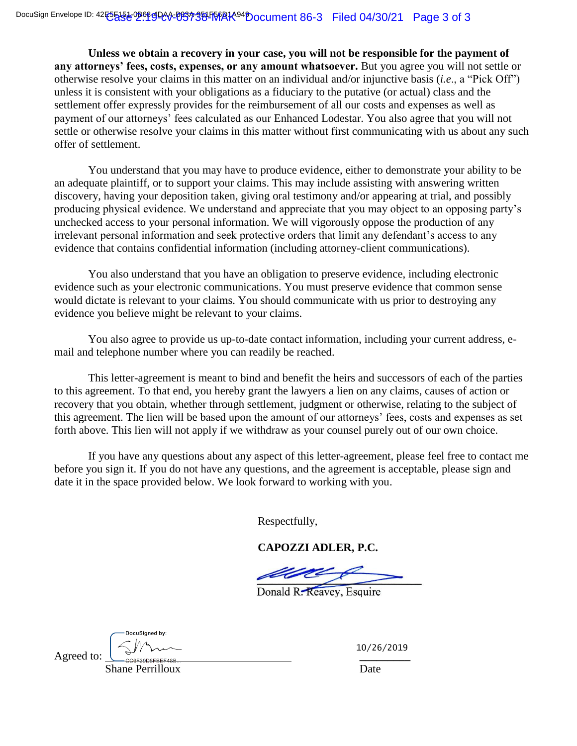**Unless we obtain a recovery in your case, you will not be responsible for the payment of any attorneys' fees, costs, expenses, or any amount whatsoever.** But you agree you will not settle or otherwise resolve your claims in this matter on an individual and/or injunctive basis (*i.e*., a "Pick Off") unless it is consistent with your obligations as a fiduciary to the putative (or actual) class and the settlement offer expressly provides for the reimbursement of all our costs and expenses as well as payment of our attorneys' fees calculated as our Enhanced Lodestar. You also agree that you will not settle or otherwise resolve your claims in this matter without first communicating with us about any such offer of settlement.

You understand that you may have to produce evidence, either to demonstrate your ability to be an adequate plaintiff, or to support your claims. This may include assisting with answering written discovery, having your deposition taken, giving oral testimony and/or appearing at trial, and possibly producing physical evidence. We understand and appreciate that you may object to an opposing party's unchecked access to your personal information. We will vigorously oppose the production of any irrelevant personal information and seek protective orders that limit any defendant's access to any evidence that contains confidential information (including attorney-client communications).

You also understand that you have an obligation to preserve evidence, including electronic evidence such as your electronic communications. You must preserve evidence that common sense would dictate is relevant to your claims. You should communicate with us prior to destroying any evidence you believe might be relevant to your claims.

You also agree to provide us up-to-date contact information, including your current address, e-mail and telephone number where you can readily be reached.

This letter-agreement is meant to bind and benefit the heirs and successors of each of the parties to this agreement. To that end, you hereby grant the lawyers a lien on any claims, causes of action or recovery that you obtain, whether through settlement, judgment or otherwise, relating to the subject of this agreement. The lien will be based upon the amount of our attorneys' fees, costs and expenses as set forth above. This lien will not apply if we withdraw as your counsel purely out of our own choice.

If you have any questions about any aspect of this letter-agreement, please feel free to contact me before you sign it. If you do not have any questions, and the agreement is acceptable, please sign and date it in the space provided below. We look forward to working with you.

Respectfully,

**CAPOZZI ADLER, P.C.**

Donald R. Reavey, Esquire

Agreed to: DocuSigned by: CC6F39D8FBEF488

Shane Perrilloux

10/26/2019

Date